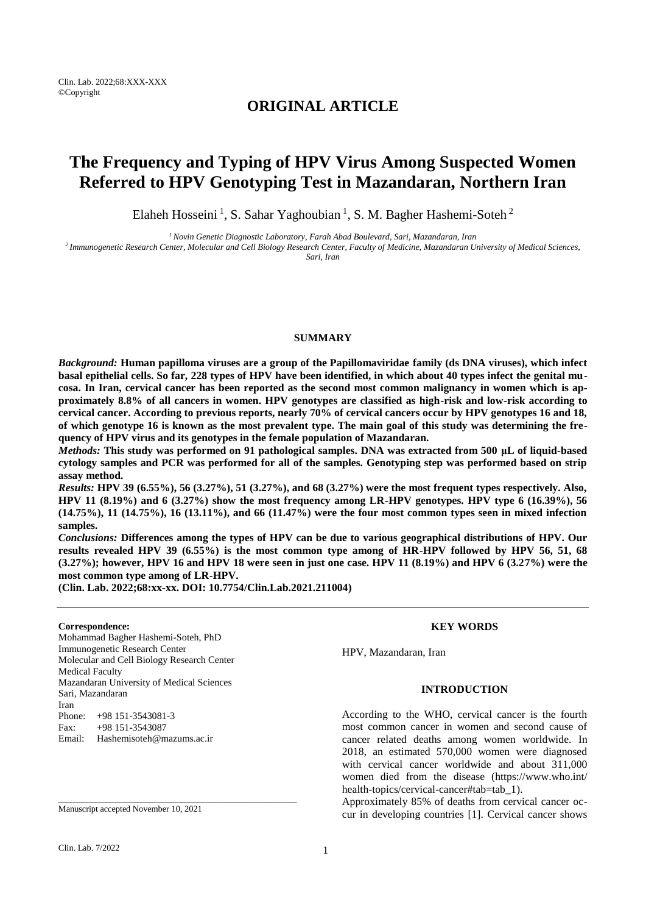**ORIGINAL ARTICLE**

# The Frequency and Typing of HPV Virus Among Suspected Women Referred to HPV Genotyping Test in Mazandaran, Northern Iran

Elaheh Hosseini [1], S. Sahar Yaghoubian [1], S. M. Bagher Hashemi-Soteh [2]

[1] *Novin Genetic Diagnostic Laboratory, Farah Abad Boulevard, Sari, Mazandaran, Iran*
[2] *Immunogenetic Research Center, Molecular and Cell Biology Research Center, Faculty of Medicine, Mazandaran University of Medical Sciences, Sari, Iran*

## SUMMARY

***Background:*** **Human papilloma viruses are a group of the Papillomaviridae family (ds DNA viruses), which infect basal epithelial cells. So far, 228 types of HPV have been identified, in which about 40 types infect the genital mucosa. In Iran, cervical cancer has been reported as the second most common malignancy in women which is approximately 8.8% of all cancers in women. HPV genotypes are classified as high-risk and low-risk according to cervical cancer. According to previous reports, nearly 70% of cervical cancers occur by HPV genotypes 16 and 18, of which genotype 16 is known as the most prevalent type. The main goal of this study was determining the frequency of HPV virus and its genotypes in the female population of Mazandaran.**

***Methods:*** **This study was performed on 91 pathological samples. DNA was extracted from 500 µL of liquid-based cytology samples and PCR was performed for all of the samples. Genotyping step was performed based on strip assay method.**

***Results:*** **HPV 39 (6.55%), 56 (3.27%), 51 (3.27%), and 68 (3.27%) were the most frequent types respectively. Also, HPV 11 (8.19%) and 6 (3.27%) show the most frequency among LR-HPV genotypes. HPV type 6 (16.39%), 56 (14.75%), 11 (14.75%), 16 (13.11%), and 66 (11.47%) were the four most common types seen in mixed infection samples.**

***Conclusions:*** **Differences among the types of HPV can be due to various geographical distributions of HPV. Our results revealed HPV 39 (6.55%) is the most common type among of HR-HPV followed by HPV 56, 51, 68 (3.27%); however, HPV 16 and HPV 18 were seen in just one case. HPV 11 (8.19%) and HPV 6 (3.27%) were the most common type among of LR-HPV.**

**(Clin. Lab. 2022;68:xx-xx. DOI: 10.7754/Clin.Lab.2021.211004)**

**Correspondence:**
Mohammad Bagher Hashemi-Soteh, PhD
Immunogenetic Research Center
Molecular and Cell Biology Research Center
Medical Faculty
Mazandaran University of Medical Sciences
Sari, Mazandaran
Iran
Phone: +98 151-3543081-3
Fax: +98 151-3543087
Email: Hashemisoteh@mazums.ac.ir

Manuscript accepted November 10, 2021

## KEY WORDS

HPV, Mazandaran, Iran

## INTRODUCTION

According to the WHO, cervical cancer is the fourth most common cancer in women and second cause of cancer related deaths among women worldwide. In 2018, an estimated 570,000 women were diagnosed with cervical cancer worldwide and about 311,000 women died from the disease (https://www.who.int/health-topics/cervical-cancer#tab=tab_1).

Approximately 85% of deaths from cervical cancer occur in developing countries [1]. Cervical cancer shows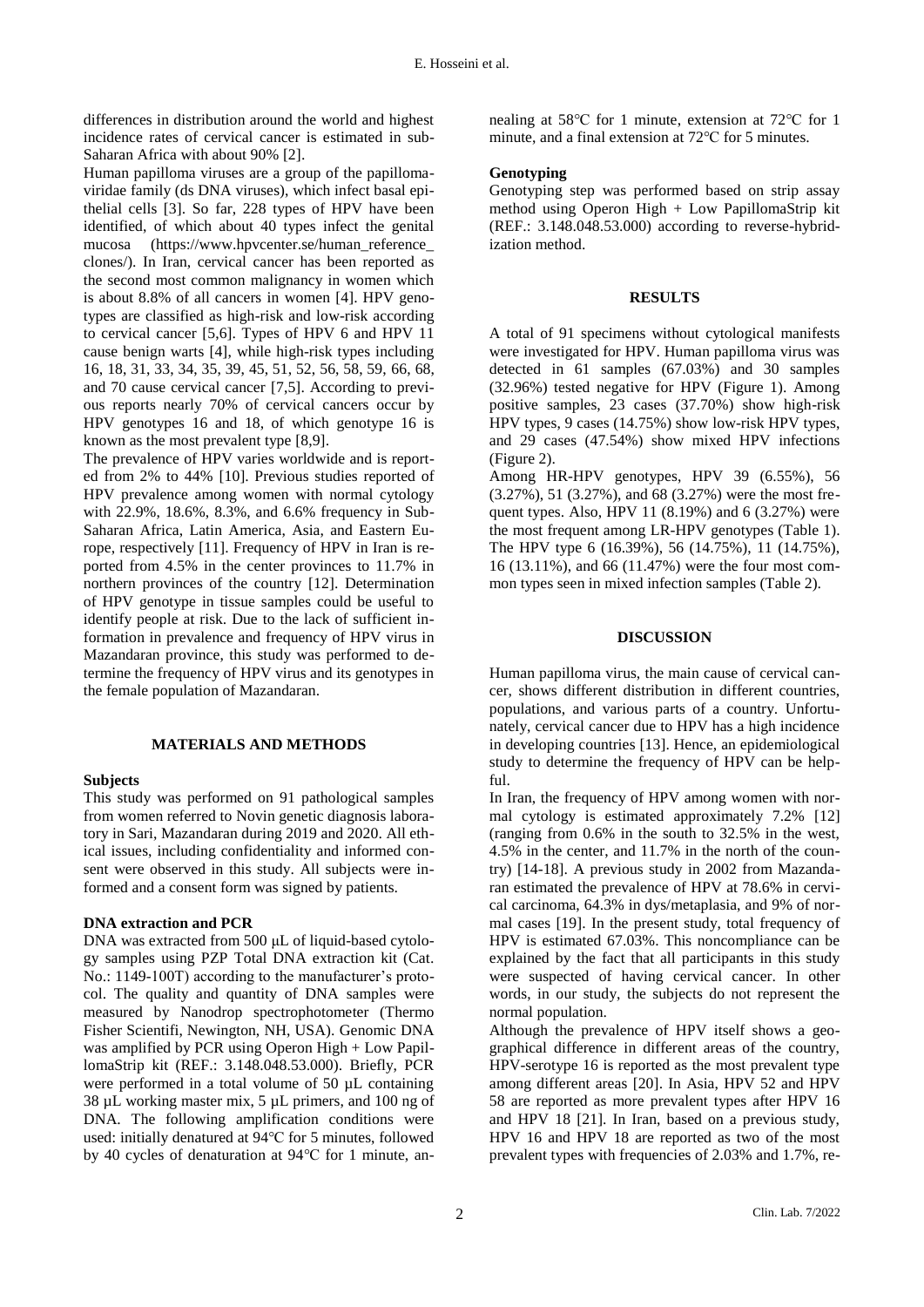differences in distribution around the world and highest incidence rates of cervical cancer is estimated in sub-Saharan Africa with about 90% [2].

Human papilloma viruses are a group of the papillomaviridae family (ds DNA viruses), which infect basal epithelial cells [3]. So far, 228 types of HPV have been identified, of which about 40 types infect the genital mucosa (https://www.hpvcenter.se/human_reference_clones/). In Iran, cervical cancer has been reported as the second most common malignancy in women which is about 8.8% of all cancers in women [4]. HPV genotypes are classified as high-risk and low-risk according to cervical cancer [5,6]. Types of HPV 6 and HPV 11 cause benign warts [4], while high-risk types including 16, 18, 31, 33, 34, 35, 39, 45, 51, 52, 56, 58, 59, 66, 68, and 70 cause cervical cancer [7,5]. According to previous reports nearly 70% of cervical cancers occur by HPV genotypes 16 and 18, of which genotype 16 is known as the most prevalent type [8,9].

The prevalence of HPV varies worldwide and is reported from 2% to 44% [10]. Previous studies reported of HPV prevalence among women with normal cytology with 22.9%, 18.6%, 8.3%, and 6.6% frequency in Sub-Saharan Africa, Latin America, Asia, and Eastern Europe, respectively [11]. Frequency of HPV in Iran is reported from 4.5% in the center provinces to 11.7% in northern provinces of the country [12]. Determination of HPV genotype in tissue samples could be useful to identify people at risk. Due to the lack of sufficient information in prevalence and frequency of HPV virus in Mazandaran province, this study was performed to determine the frequency of HPV virus and its genotypes in the female population of Mazandaran.

## MATERIALS AND METHODS

### Subjects

This study was performed on 91 pathological samples from women referred to Novin genetic diagnosis laboratory in Sari, Mazandaran during 2019 and 2020. All ethical issues, including confidentiality and informed consent were observed in this study. All subjects were informed and a consent form was signed by patients.

### DNA extraction and PCR

DNA was extracted from 500 µL of liquid-based cytology samples using PZP Total DNA extraction kit (Cat. No.: 1149-100T) according to the manufacturer's protocol. The quality and quantity of DNA samples were measured by Nanodrop spectrophotometer (Thermo Fisher Scientifi, Newington, NH, USA). Genomic DNA was amplified by PCR using Operon High + Low PapillomaStrip kit (REF.: 3.148.048.53.000). Briefly, PCR were performed in a total volume of 50 µL containing 38 µL working master mix, 5 µL primers, and 100 ng of DNA. The following amplification conditions were used: initially denatured at 94°C for 5 minutes, followed by 40 cycles of denaturation at 94°C for 1 minute, annealing at 58°C for 1 minute, extension at 72°C for 1 minute, and a final extension at 72°C for 5 minutes.

### Genotyping

Genotyping step was performed based on strip assay method using Operon High + Low PapillomaStrip kit (REF.: 3.148.048.53.000) according to reverse-hybridization method.

## RESULTS

A total of 91 specimens without cytological manifests were investigated for HPV. Human papilloma virus was detected in 61 samples (67.03%) and 30 samples (32.96%) tested negative for HPV (Figure 1). Among positive samples, 23 cases (37.70%) show high-risk HPV types, 9 cases (14.75%) show low-risk HPV types, and 29 cases (47.54%) show mixed HPV infections (Figure 2).

Among HR-HPV genotypes, HPV 39 (6.55%), 56 (3.27%), 51 (3.27%), and 68 (3.27%) were the most frequent types. Also, HPV 11 (8.19%) and 6 (3.27%) were the most frequent among LR-HPV genotypes (Table 1). The HPV type 6 (16.39%), 56 (14.75%), 11 (14.75%), 16 (13.11%), and 66 (11.47%) were the four most common types seen in mixed infection samples (Table 2).

## DISCUSSION

Human papilloma virus, the main cause of cervical cancer, shows different distribution in different countries, populations, and various parts of a country. Unfortunately, cervical cancer due to HPV has a high incidence in developing countries [13]. Hence, an epidemiological study to determine the frequency of HPV can be helpful.

In Iran, the frequency of HPV among women with normal cytology is estimated approximately 7.2% [12] (ranging from 0.6% in the south to 32.5% in the west, 4.5% in the center, and 11.7% in the north of the country) [14-18]. A previous study in 2002 from Mazandaran estimated the prevalence of HPV at 78.6% in cervical carcinoma, 64.3% in dys/metaplasia, and 9% of normal cases [19]. In the present study, total frequency of HPV is estimated 67.03%. This noncompliance can be explained by the fact that all participants in this study were suspected of having cervical cancer. In other words, in our study, the subjects do not represent the normal population.

Although the prevalence of HPV itself shows a geographical difference in different areas of the country, HPV-serotype 16 is reported as the most prevalent type among different areas [20]. In Asia, HPV 52 and HPV 58 are reported as more prevalent types after HPV 16 and HPV 18 [21]. In Iran, based on a previous study, HPV 16 and HPV 18 are reported as two of the most prevalent types with frequencies of 2.03% and 1.7%, re-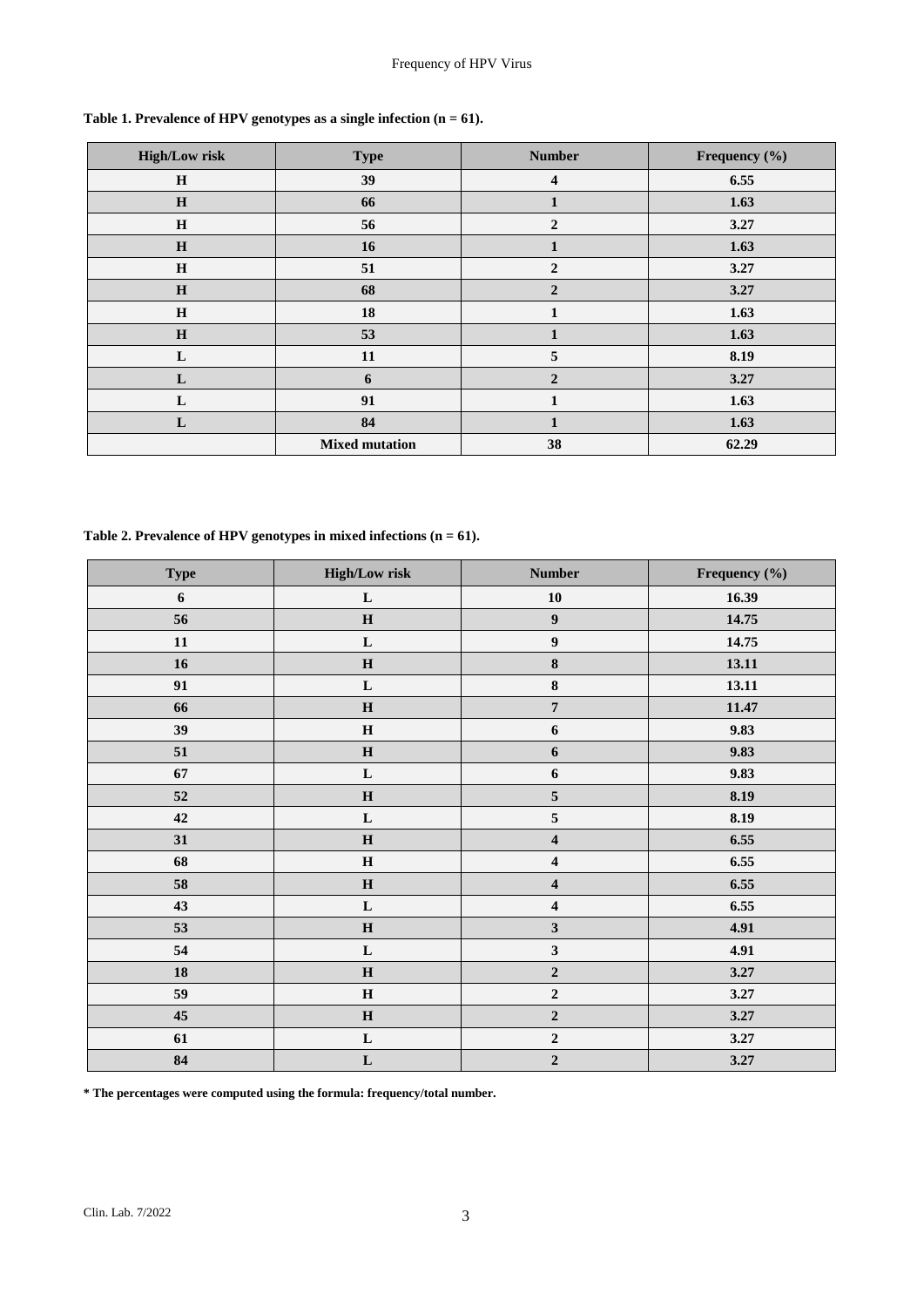**Table 1. Prevalence of HPV genotypes as a single infection (n = 61).**

| High/Low risk | Type | Number | Frequency (%) |
|---|---|---|---|
| H | 39 | 4 | 6.55 |
| H | 66 | 1 | 1.63 |
| H | 56 | 2 | 3.27 |
| H | 16 | 1 | 1.63 |
| H | 51 | 2 | 3.27 |
| H | 68 | 2 | 3.27 |
| H | 18 | 1 | 1.63 |
| H | 53 | 1 | 1.63 |
| L | 11 | 5 | 8.19 |
| L | 6 | 2 | 3.27 |
| L | 91 | 1 | 1.63 |
| L | 84 | 1 | 1.63 |
| | Mixed mutation | 38 | 62.29 |

**Table 2. Prevalence of HPV genotypes in mixed infections (n = 61).**

| Type | High/Low risk | Number | Frequency (%) |
|---|---|---|---|
| 6 | L | 10 | 16.39 |
| 56 | H | 9 | 14.75 |
| 11 | L | 9 | 14.75 |
| 16 | H | 8 | 13.11 |
| 91 | L | 8 | 13.11 |
| 66 | H | 7 | 11.47 |
| 39 | H | 6 | 9.83 |
| 51 | H | 6 | 9.83 |
| 67 | L | 6 | 9.83 |
| 52 | H | 5 | 8.19 |
| 42 | L | 5 | 8.19 |
| 31 | H | 4 | 6.55 |
| 68 | H | 4 | 6.55 |
| 58 | H | 4 | 6.55 |
| 43 | L | 4 | 6.55 |
| 53 | H | 3 | 4.91 |
| 54 | L | 3 | 4.91 |
| 18 | H | 2 | 3.27 |
| 59 | H | 2 | 3.27 |
| 45 | H | 2 | 3.27 |
| 61 | L | 2 | 3.27 |
| 84 | L | 2 | 3.27 |

**\* The percentages were computed using the formula: frequency/total number.**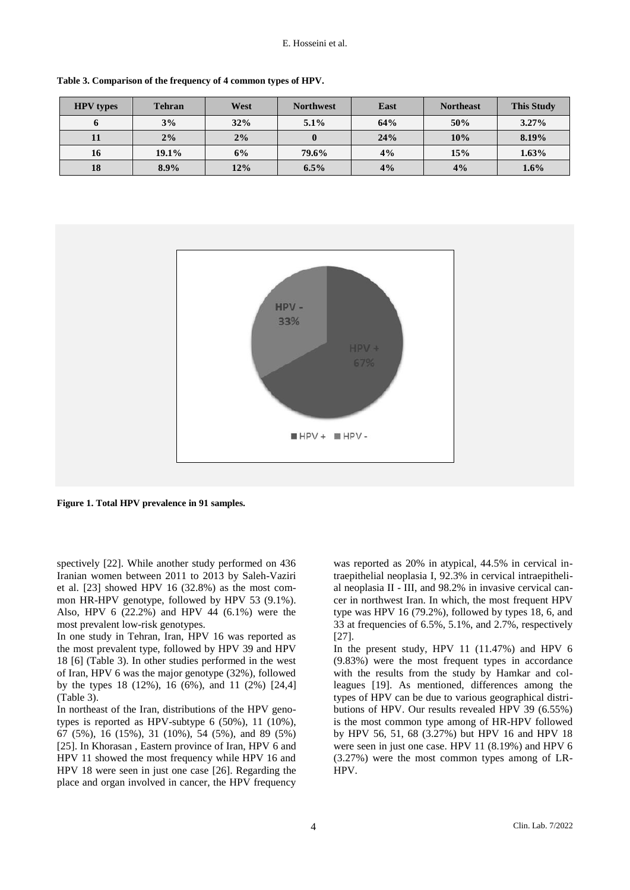**Table 3. Comparison of the frequency of 4 common types of HPV.**

| HPV types | Tehran | West | Northwest | East | Northeast | This Study |
|---|---|---|---|---|---|---|
| 6 | 3% | 32% | 5.1% | 64% | 50% | 3.27% |
| 11 | 2% | 2% | 0 | 24% | 10% | 8.19% |
| 16 | 19.1% | 6% | 79.6% | 4% | 15% | 1.63% |
| 18 | 8.9% | 12% | 6.5% | 4% | 4% | 1.6% |

**Figure 1. Total HPV prevalence in 91 samples.**

spectively [22]. While another study performed on 436 Iranian women between 2011 to 2013 by Saleh-Vaziri et al. [23] showed HPV 16 (32.8%) as the most common HR-HPV genotype, followed by HPV 53 (9.1%). Also, HPV 6 (22.2%) and HPV 44 (6.1%) were the most prevalent low-risk genotypes.

In one study in Tehran, Iran, HPV 16 was reported as the most prevalent type, followed by HPV 39 and HPV 18 [6] (Table 3). In other studies performed in the west of Iran, HPV 6 was the major genotype (32%), followed by the types 18 (12%), 16 (6%), and 11 (2%) [24,4] (Table 3).

In northeast of the Iran, distributions of the HPV genotypes is reported as HPV-subtype 6 (50%), 11 (10%), 67 (5%), 16 (15%), 31 (10%), 54 (5%), and 89 (5%) [25]. In Khorasan , Eastern province of Iran, HPV 6 and HPV 11 showed the most frequency while HPV 16 and HPV 18 were seen in just one case [26]. Regarding the place and organ involved in cancer, the HPV frequency was reported as 20% in atypical, 44.5% in cervical intraepithelial neoplasia I, 92.3% in cervical intraepithelial neoplasia II - III, and 98.2% in invasive cervical cancer in northwest Iran. In which, the most frequent HPV type was HPV 16 (79.2%), followed by types 18, 6, and 33 at frequencies of 6.5%, 5.1%, and 2.7%, respectively [27].

In the present study, HPV 11 (11.47%) and HPV 6 (9.83%) were the most frequent types in accordance with the results from the study by Hamkar and colleagues [19]. As mentioned, differences among the types of HPV can be due to various geographical distributions of HPV. Our results revealed HPV 39 (6.55%) is the most common type among of HR-HPV followed by HPV 56, 51, 68 (3.27%) but HPV 16 and HPV 18 were seen in just one case. HPV 11 (8.19%) and HPV 6 (3.27%) were the most common types among of LR-HPV.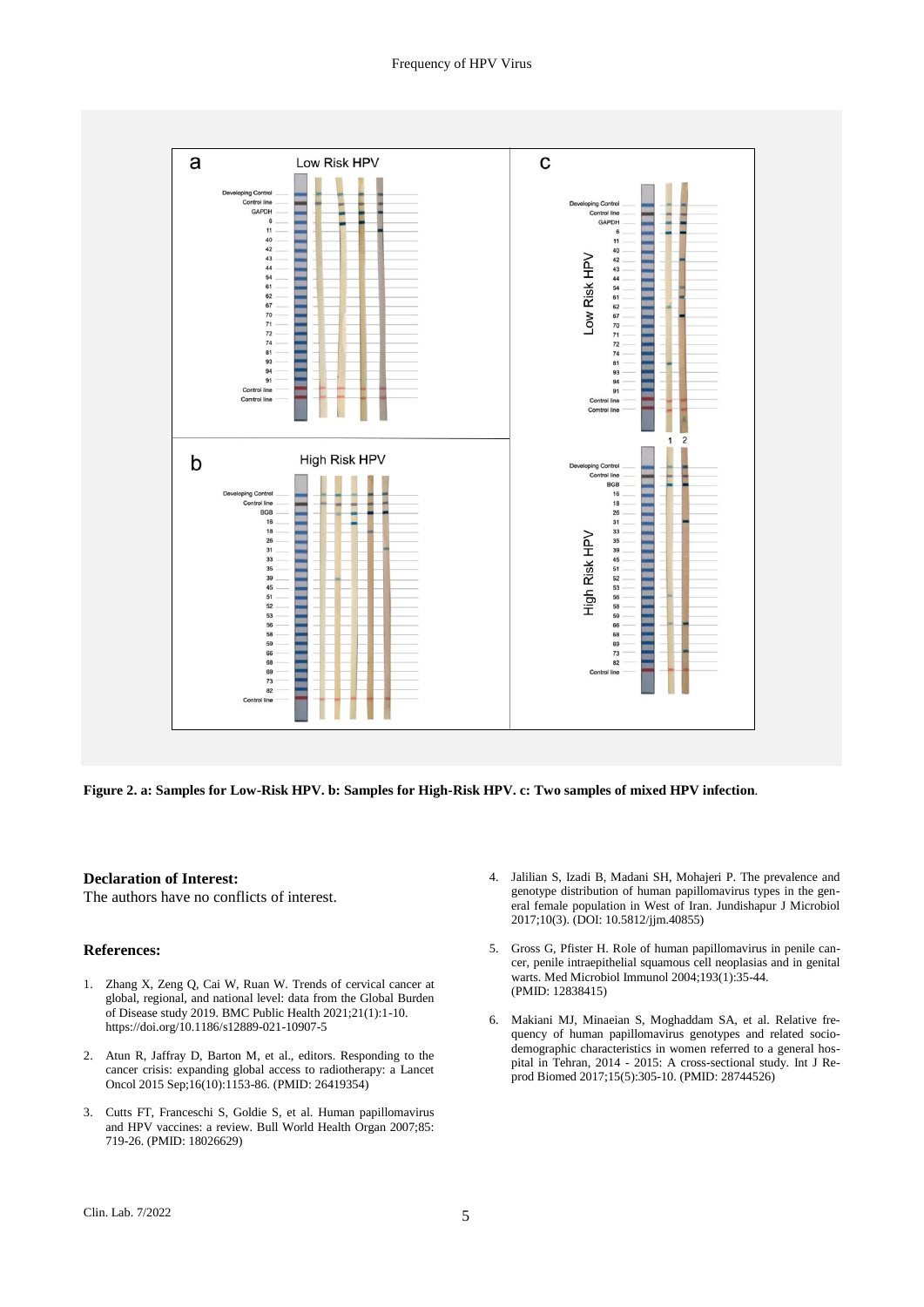**Figure 2. a: Samples for Low-Risk HPV. b: Samples for High-Risk HPV. c: Two samples of mixed HPV infection.**

**Declaration of Interest:**

The authors have no conflicts of interest.

**References:**

1. Zhang X, Zeng Q, Cai W, Ruan W. Trends of cervical cancer at global, regional, and national level: data from the Global Burden of Disease study 2019. BMC Public Health 2021;21(1):1-10. https://doi.org/10.1186/s12889-021-10907-5

2. Atun R, Jaffray D, Barton M, et al., editors. Responding to the cancer crisis: expanding global access to radiotherapy: a Lancet Oncol 2015 Sep;16(10):1153-86. (PMID: 26419354)

3. Cutts FT, Franceschi S, Goldie S, et al. Human papillomavirus and HPV vaccines: a review. Bull World Health Organ 2007;85: 719-26. (PMID: 18026629)

4. Jalilian S, Izadi B, Madani SH, Mohajeri P. The prevalence and genotype distribution of human papillomavirus types in the general female population in West of Iran. Jundishapur J Microbiol 2017;10(3). (DOI: 10.5812/jjm.40855)

5. Gross G, Pfister H. Role of human papillomavirus in penile cancer, penile intraepithelial squamous cell neoplasias and in genital warts. Med Microbiol Immunol 2004;193(1):35-44. (PMID: 12838415)

6. Makiani MJ, Minaeian S, Moghaddam SA, et al. Relative frequency of human papillomavirus genotypes and related sociodemographic characteristics in women referred to a general hospital in Tehran, 2014 - 2015: A cross-sectional study. Int J Reprod Biomed 2017;15(5):305-10. (PMID: 28744526)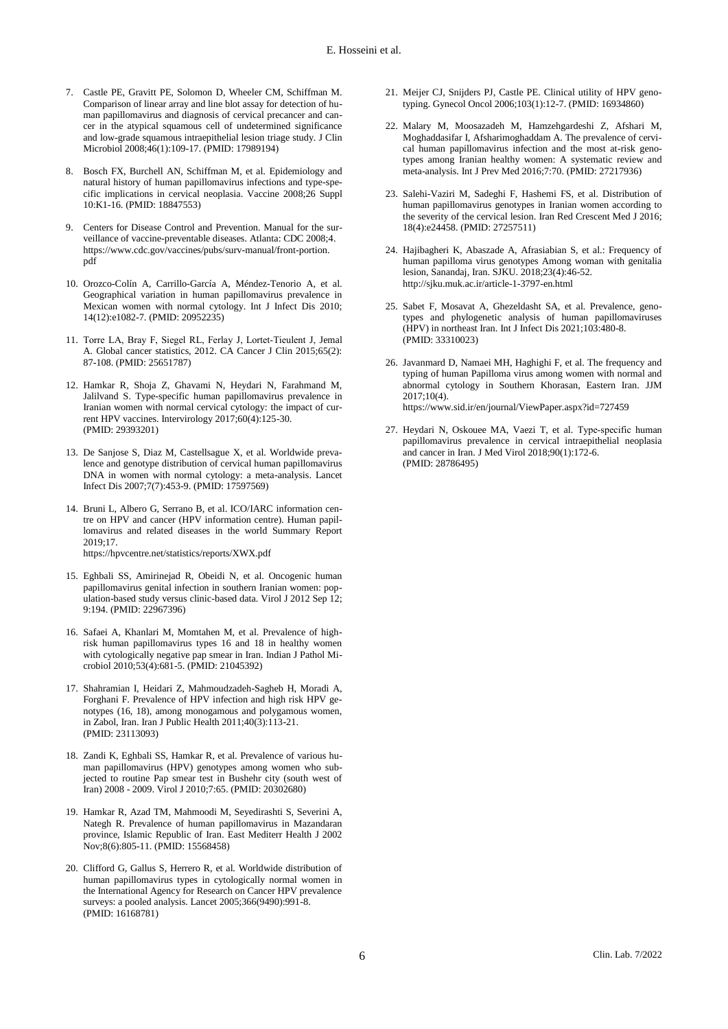7. Castle PE, Gravitt PE, Solomon D, Wheeler CM, Schiffman M. Comparison of linear array and line blot assay for detection of human papillomavirus and diagnosis of cervical precancer and cancer in the atypical squamous cell of undetermined significance and low-grade squamous intraepithelial lesion triage study. J Clin Microbiol 2008;46(1):109-17. (PMID: 17989194)

8. Bosch FX, Burchell AN, Schiffman M, et al. Epidemiology and natural history of human papillomavirus infections and type-specific implications in cervical neoplasia. Vaccine 2008;26 Suppl 10:K1-16. (PMID: 18847553)

9. Centers for Disease Control and Prevention. Manual for the surveillance of vaccine-preventable diseases. Atlanta: CDC 2008;4. https://www.cdc.gov/vaccines/pubs/surv-manual/front-portion.pdf

10. Orozco-Colín A, Carrillo-García A, Méndez-Tenorio A, et al. Geographical variation in human papillomavirus prevalence in Mexican women with normal cytology. Int J Infect Dis 2010; 14(12):e1082-7. (PMID: 20952235)

11. Torre LA, Bray F, Siegel RL, Ferlay J, Lortet-Tieulent J, Jemal A. Global cancer statistics, 2012. CA Cancer J Clin 2015;65(2): 87-108. (PMID: 25651787)

12. Hamkar R, Shoja Z, Ghavami N, Heydari N, Farahmand M, Jalilvand S. Type-specific human papillomavirus prevalence in Iranian women with normal cervical cytology: the impact of current HPV vaccines. Intervirology 2017;60(4):125-30. (PMID: 29393201)

13. De Sanjose S, Diaz M, Castellsague X, et al. Worldwide prevalence and genotype distribution of cervical human papillomavirus DNA in women with normal cytology: a meta-analysis. Lancet Infect Dis 2007;7(7):453-9. (PMID: 17597569)

14. Bruni L, Albero G, Serrano B, et al. ICO/IARC information centre on HPV and cancer (HPV information centre). Human papillomavirus and related diseases in the world Summary Report 2019;17. https://hpvcentre.net/statistics/reports/XWX.pdf

15. Eghbali SS, Amirinejad R, Obeidi N, et al. Oncogenic human papillomavirus genital infection in southern Iranian women: population-based study versus clinic-based data. Virol J 2012 Sep 12; 9:194. (PMID: 22967396)

16. Safaei A, Khanlari M, Momtahen M, et al. Prevalence of high-risk human papillomavirus types 16 and 18 in healthy women with cytologically negative pap smear in Iran. Indian J Pathol Microbiol 2010;53(4):681-5. (PMID: 21045392)

17. Shahramian I, Heidari Z, Mahmoudzadeh-Sagheb H, Moradi A, Forghani F. Prevalence of HPV infection and high risk HPV genotypes (16, 18), among monogamous and polygamous women, in Zabol, Iran. Iran J Public Health 2011;40(3):113-21. (PMID: 23113093)

18. Zandi K, Eghbali SS, Hamkar R, et al. Prevalence of various human papillomavirus (HPV) genotypes among women who subjected to routine Pap smear test in Bushehr city (south west of Iran) 2008 - 2009. Virol J 2010;7:65. (PMID: 20302680)

19. Hamkar R, Azad TM, Mahmoodi M, Seyedirashti S, Severini A, Nategh R. Prevalence of human papillomavirus in Mazandaran province, Islamic Republic of Iran. East Mediterr Health J 2002 Nov;8(6):805-11. (PMID: 15568458)

20. Clifford G, Gallus S, Herrero R, et al. Worldwide distribution of human papillomavirus types in cytologically normal women in the International Agency for Research on Cancer HPV prevalence surveys: a pooled analysis. Lancet 2005;366(9490):991-8. (PMID: 16168781)

21. Meijer CJ, Snijders PJ, Castle PE. Clinical utility of HPV genotyping. Gynecol Oncol 2006;103(1):12-7. (PMID: 16934860)

22. Malary M, Moosazadeh M, Hamzehgardeshi Z, Afshari M, Moghaddasifar I, Afsharimoghaddam A. The prevalence of cervical human papillomavirus infection and the most at-risk genotypes among Iranian healthy women: A systematic review and meta-analysis. Int J Prev Med 2016;7:70. (PMID: 27217936)

23. Salehi-Vaziri M, Sadeghi F, Hashemi FS, et al. Distribution of human papillomavirus genotypes in Iranian women according to the severity of the cervical lesion. Iran Red Crescent Med J 2016; 18(4):e24458. (PMID: 27257511)

24. Hajibagheri K, Abaszade A, Afrasiabian S, et al.: Frequency of human papilloma virus genotypes Among woman with genitalia lesion, Sanandaj, Iran. SJKU. 2018;23(4):46-52. http://sjku.muk.ac.ir/article-1-3797-en.html

25. Sabet F, Mosavat A, Ghezeldasht SA, et al. Prevalence, genotypes and phylogenetic analysis of human papillomaviruses (HPV) in northeast Iran. Int J Infect Dis 2021;103:480-8. (PMID: 33310023)

26. Javanmard D, Namaei MH, Haghighi F, et al. The frequency and typing of human Papilloma virus among women with normal and abnormal cytology in Southern Khorasan, Eastern Iran. JJM 2017;10(4). https://www.sid.ir/en/journal/ViewPaper.aspx?id=727459

27. Heydari N, Oskouee MA, Vaezi T, et al. Type-specific human papillomavirus prevalence in cervical intraepithelial neoplasia and cancer in Iran. J Med Virol 2018;90(1):172-6. (PMID: 28786495)